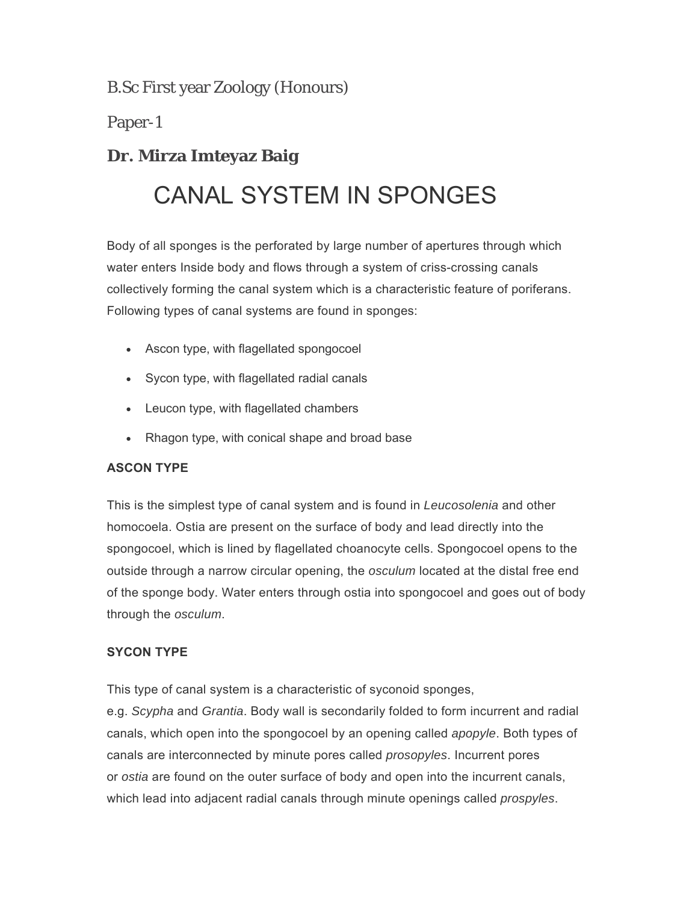B.Sc First year Zoology (Honours)

Paper-1

**Dr. Mirza Imteyaz Baig**

# CANAL SYSTEM IN SPONGES

Body of all sponges is the perforated by large number of apertures through which water enters Inside body and flows through a system of criss-crossing canals collectively forming the canal system which is a characteristic feature of poriferans. Following types of canal systems are found in sponges:

- Ascon type, with flagellated spongocoel
- Sycon type, with flagellated radial canals
- Leucon type, with flagellated chambers
- Rhagon type, with conical shape and broad base

### ASCON TYPE

This is the simplest type of canal system and is found in *Leucosolenia* and other homocoela. Ostia are present on the surface of body and lead directly into the spongocoel, which is lined by flagellated choanocyte cells. Spongocoel opens to the outside through a narrow circular opening, the *osculum* located at the distal free end of the sponge body. Water enters through ostia into spongocoel and goes out of body through the *osculum*.

### SYCON TYPE

This type of canal system is a characteristic of syconoid sponges, e.g. *Scypha* and *Grantia*. Body wall is secondarily folded to form incurrent and radial canals, which open into the spongocoel by an opening called *apopyle*. Both types of canals are interconnected by minute pores called *prosopyles*. Incurrent pores or *ostia* are found on the outer surface of body and open into the incurrent canals, which lead into adjacent radial canals through minute openings called *prospyles*.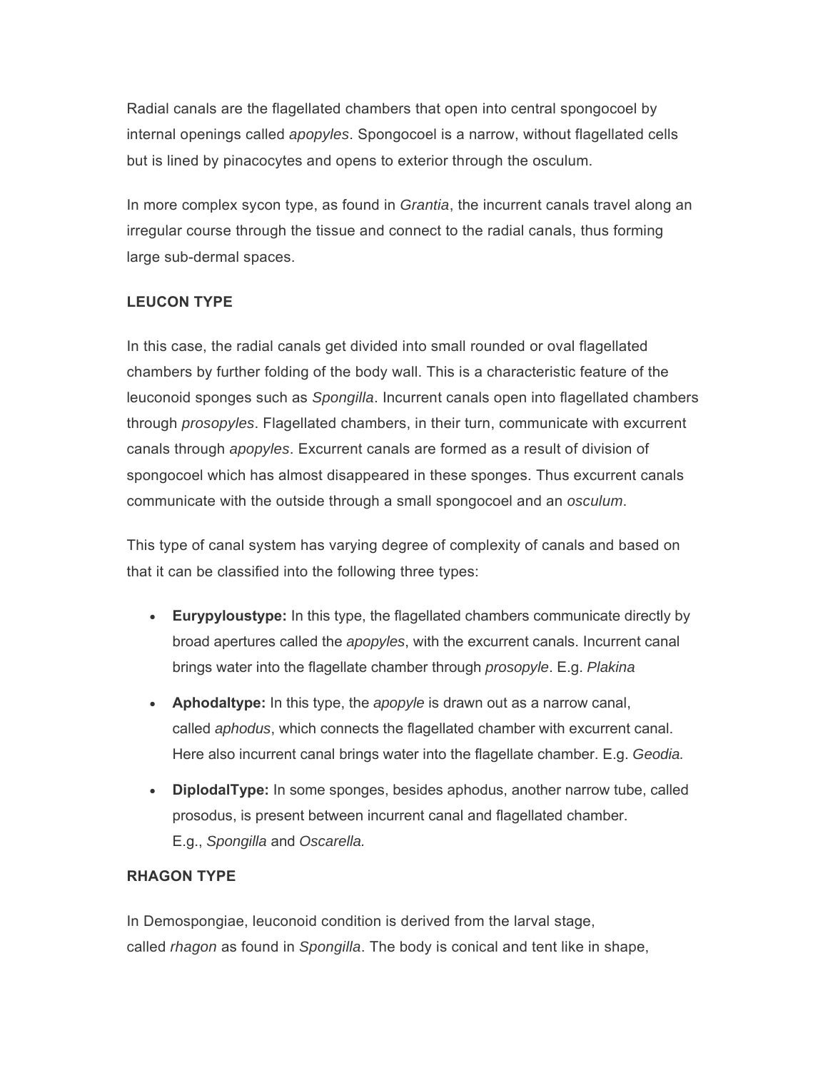Radial canals are the flagellated chambers that open into central spongocoel by internal openings called *apopyles*. Spongocoel is a narrow, without flagellated cells but is lined by pinacocytes and opens to exterior through the osculum.

In more complex sycon type, as found in *Grantia*, the incurrent canals travel along an irregular course through the tissue and connect to the radial canals, thus forming large sub-dermal spaces.

**LEUCON TYPE**

In this case, the radial canals get divided into small rounded or oval flagellated chambers by further folding of the body wall. This is a characteristic feature of the leuconoid sponges such as *Spongilla*. Incurrent canals open into flagellated chambers through *prosopyles*. Flagellated chambers, in their turn, communicate with excurrent canals through *apopyles*. Excurrent canals are formed as a result of division of spongocoel which has almost disappeared in these sponges. Thus excurrent canals communicate with the outside through a small spongocoel and an *osculum*.

This type of canal system has varying degree of complexity of canals and based on that it can be classified into the following three types:

- **Eurypyloustype:** In this type, the flagellated chambers communicate directly by broad apertures called the *apopyles*, with the excurrent canals. Incurrent canal brings water into the flagellate chamber through *prosopyle*. E.g. *Plakina*
- **Aphodaltype:** In this type, the *apopyle* is drawn out as a narrow canal, called *aphodus*, which connects the flagellated chamber with excurrent canal. Here also incurrent canal brings water into the flagellate chamber. E.g. *Geodia.*
- **DiplodalType:** In some sponges, besides aphodus, another narrow tube, called prosodus, is present between incurrent canal and flagellated chamber. E.g., *Spongilla* and *Oscarella.*

**RHAGON TYPE**

In Demospongiae, leuconoid condition is derived from the larval stage, called *rhagon* as found in *Spongilla*. The body is conical and tent like in shape,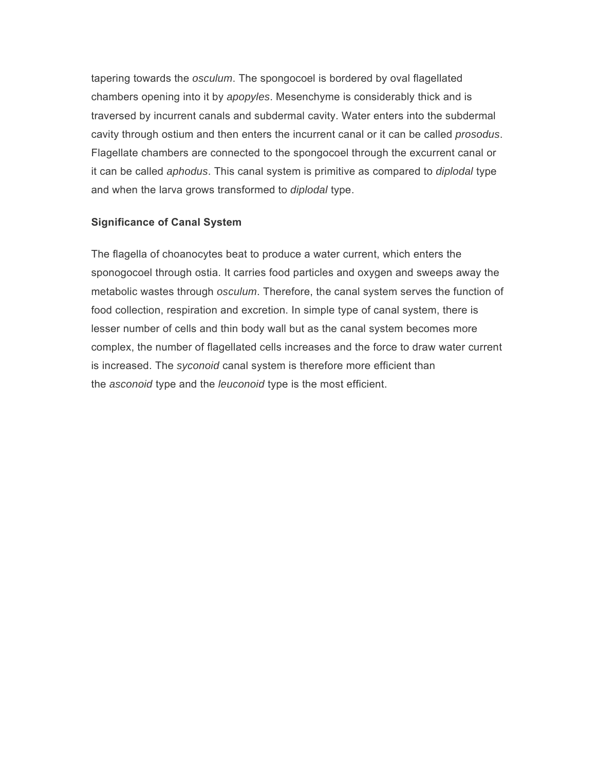tapering towards the *osculum*. The spongocoel is bordered by oval flagellated chambers opening into it by *apopyles*. Mesenchyme is considerably thick and is traversed by incurrent canals and subdermal cavity. Water enters into the subdermal cavity through ostium and then enters the incurrent canal or it can be called *prosodus*. Flagellate chambers are connected to the spongocoel through the excurrent canal or it can be called *aphodus*. This canal system is primitive as compared to *diplodal* type and when the larva grows transformed to *diplodal* type.

**Significance of Canal System**

The flagella of choanocytes beat to produce a water current, which enters the sponogocoel through ostia. It carries food particles and oxygen and sweeps away the metabolic wastes through *osculum*. Therefore, the canal system serves the function of food collection, respiration and excretion. In simple type of canal system, there is lesser number of cells and thin body wall but as the canal system becomes more complex, the number of flagellated cells increases and the force to draw water current is increased. The *syconoid* canal system is therefore more efficient than the *asconoid* type and the *leuconoid* type is the most efficient.